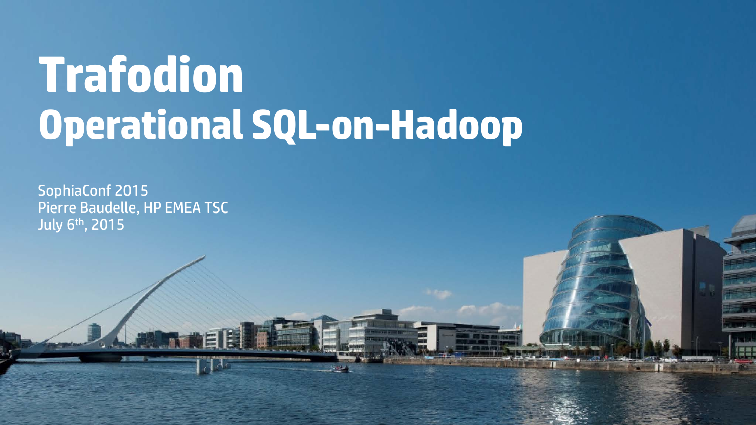# Trafodion

## Operational SQL-on-Hadoop

SophiaConf 2015
Pierre Baudelle, HP EMEA TSC
July 6th, 2015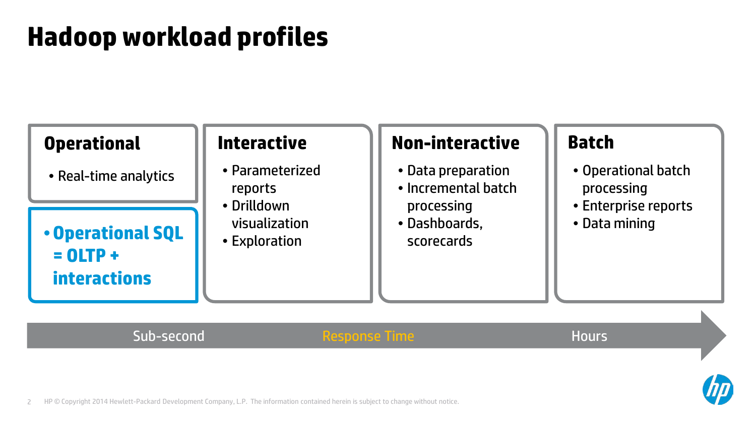# Hadoop workload profiles

### Operational

- Real-time analytics

- **Operational SQL = OLTP + interactions**

### Interactive

- Parameterized reports
- Drilldown visualization
- Exploration

### Non-interactive

- Data preparation
- Incremental batch processing
- Dashboards, scorecards

### Batch

- Operational batch processing
- Enterprise reports
- Data mining

Sub-second — Response Time — Hours

HP © Copyright 2014 Hewlett-Packard Development Company, L.P. The information contained herein is subject to change without notice.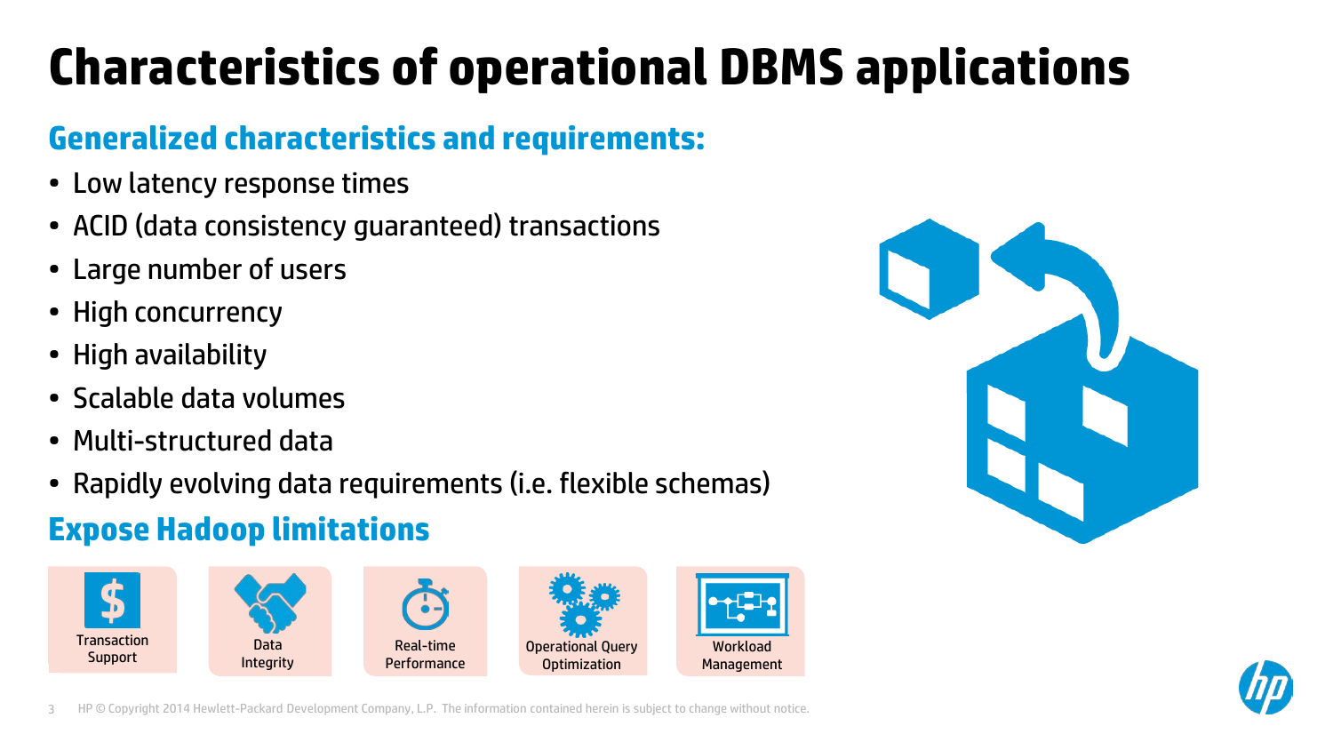# Characteristics of operational DBMS applications

## Generalized characteristics and requirements:

- Low latency response times
- ACID (data consistency guaranteed) transactions
- Large number of users
- High concurrency
- High availability
- Scalable data volumes
- Multi-structured data
- Rapidly evolving data requirements (i.e. flexible schemas)

## Expose Hadoop limitations

- Transaction Support
- Data Integrity
- Real-time Performance
- Operational Query Optimization
- Workload Management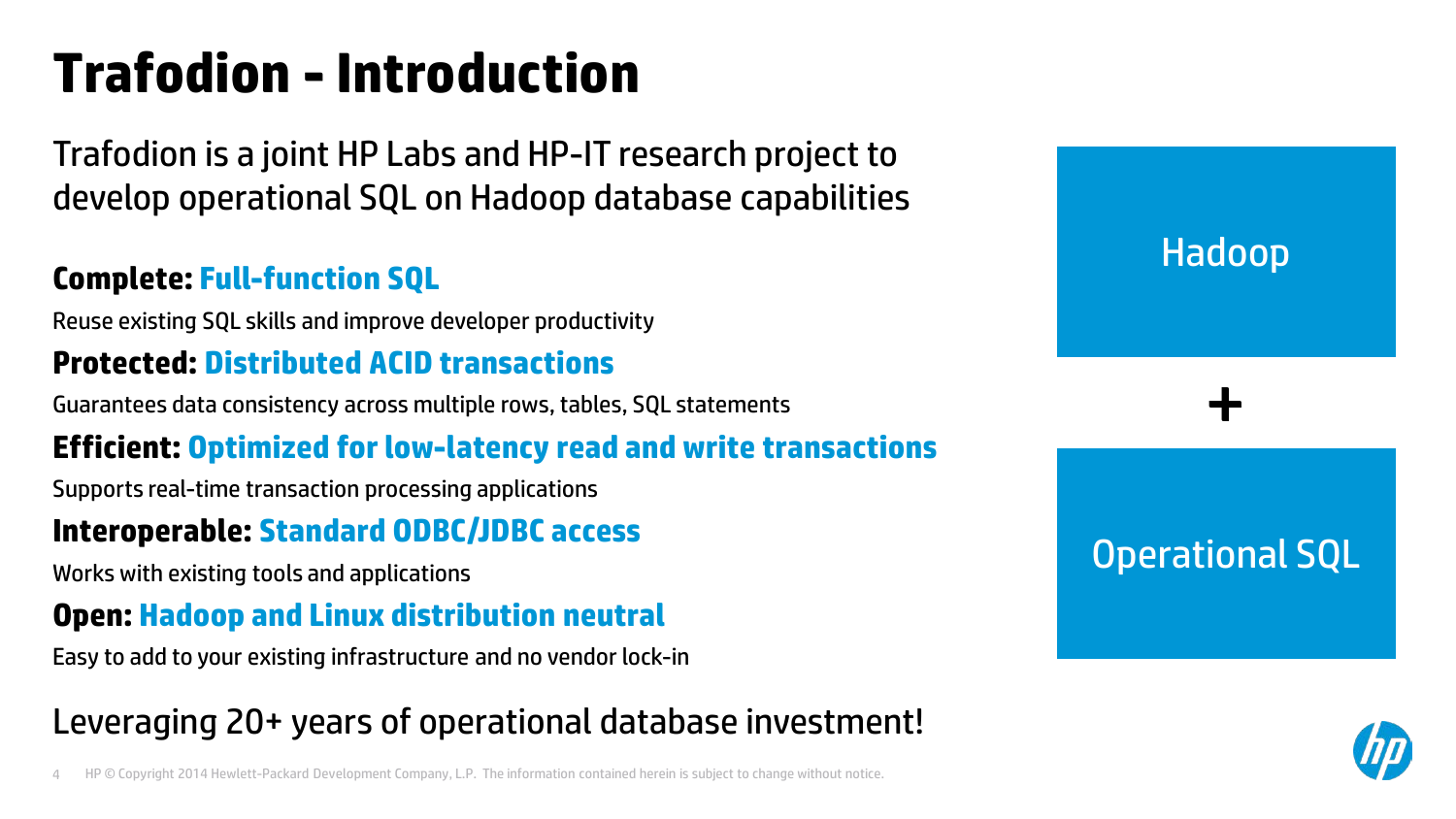# Trafodion - Introduction

Trafodion is a joint HP Labs and HP-IT research project to develop operational SQL on Hadoop database capabilities

**Complete: Full-function SQL**

Reuse existing SQL skills and improve developer productivity

**Protected: Distributed ACID transactions**

Guarantees data consistency across multiple rows, tables, SQL statements

**Efficient: Optimized for low-latency read and write transactions**

Supports real-time transaction processing applications

**Interoperable: Standard ODBC/JDBC access**

Works with existing tools and applications

**Open: Hadoop and Linux distribution neutral**

Easy to add to your existing infrastructure and no vendor lock-in

Leveraging 20+ years of operational database investment!

Hadoop

+

Operational SQL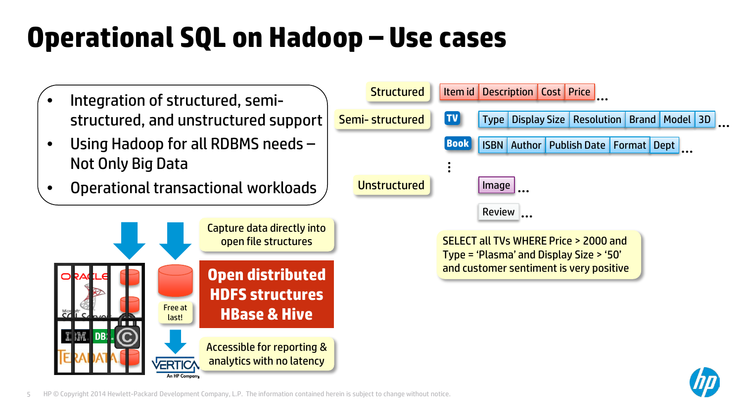# Operational SQL on Hadoop – Use cases

- Integration of structured, semi-structured, and unstructured support
- Using Hadoop for all RDBMS needs – Not Only Big Data
- Operational transactional workloads

Capture data directly into open file structures

Free at last!

**Open distributed HDFS structures HBase & Hive**

Accessible for reporting & analytics with no latency

Structured: Item id | Description | Cost | Price ...

Semi- structured:
- TV: Type | Display Size | Resolution | Brand | Model | 3D ...
- Book: ISBN | Author | Publish Date | Format | Dept ...
- ⋮

Unstructured:
- Image ...
- Review ...

SELECT all TVs WHERE Price > 2000 and Type = 'Plasma' and Display Size > '50' and customer sentiment is very positive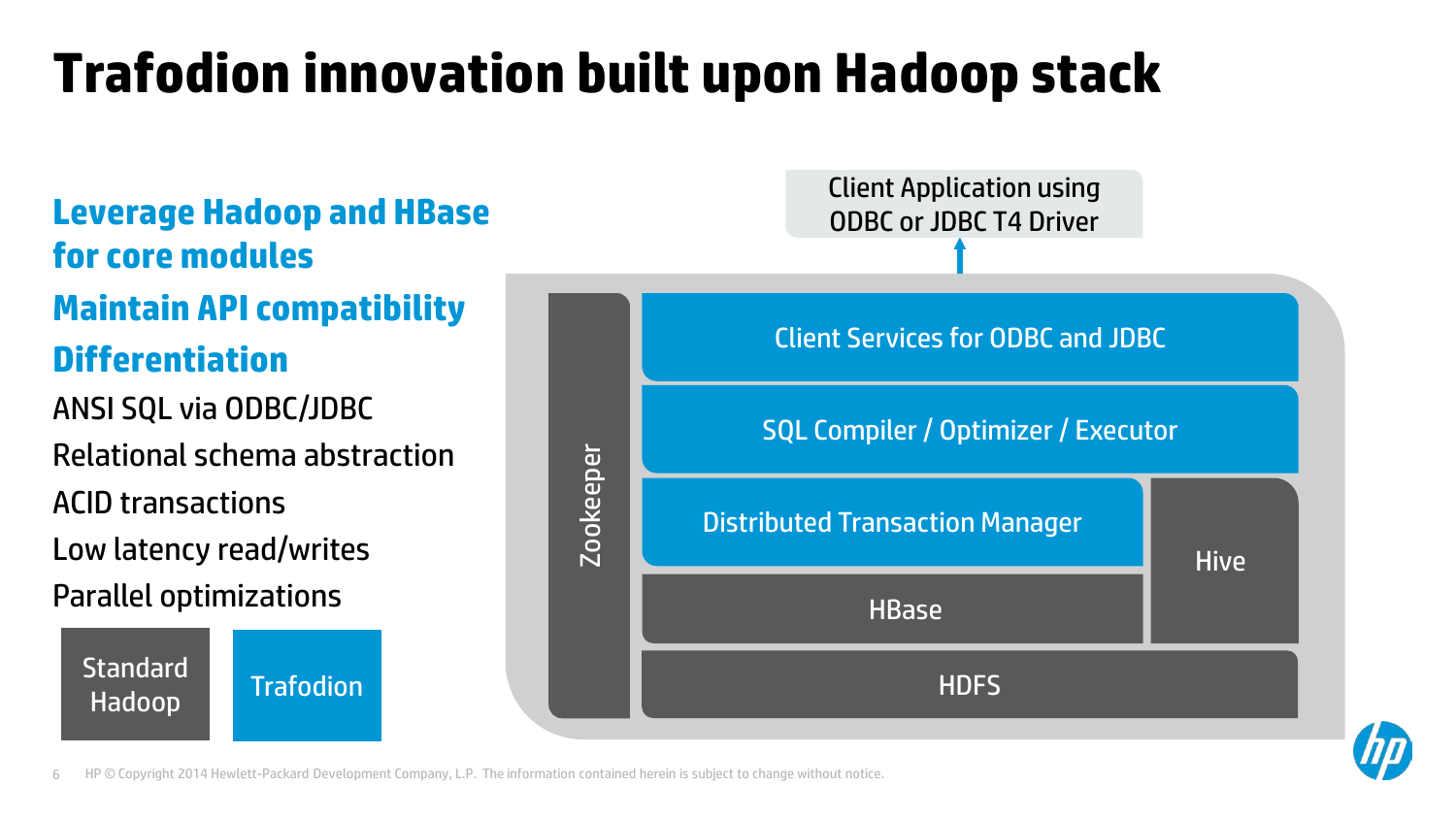# Trafodion innovation built upon Hadoop stack

**Leverage Hadoop and HBase for core modules**

**Maintain API compatibility**

**Differentiation**

- ANSI SQL via ODBC/JDBC
- Relational schema abstraction
- ACID transactions
- Low latency read/writes
- Parallel optimizations

Standard Hadoop | Trafodion

Client Application using ODBC or JDBC T4 Driver

Client Services for ODBC and JDBC

SQL Compiler / Optimizer / Executor

Distributed Transaction Manager

HBase

Hive

HDFS

Zookeeper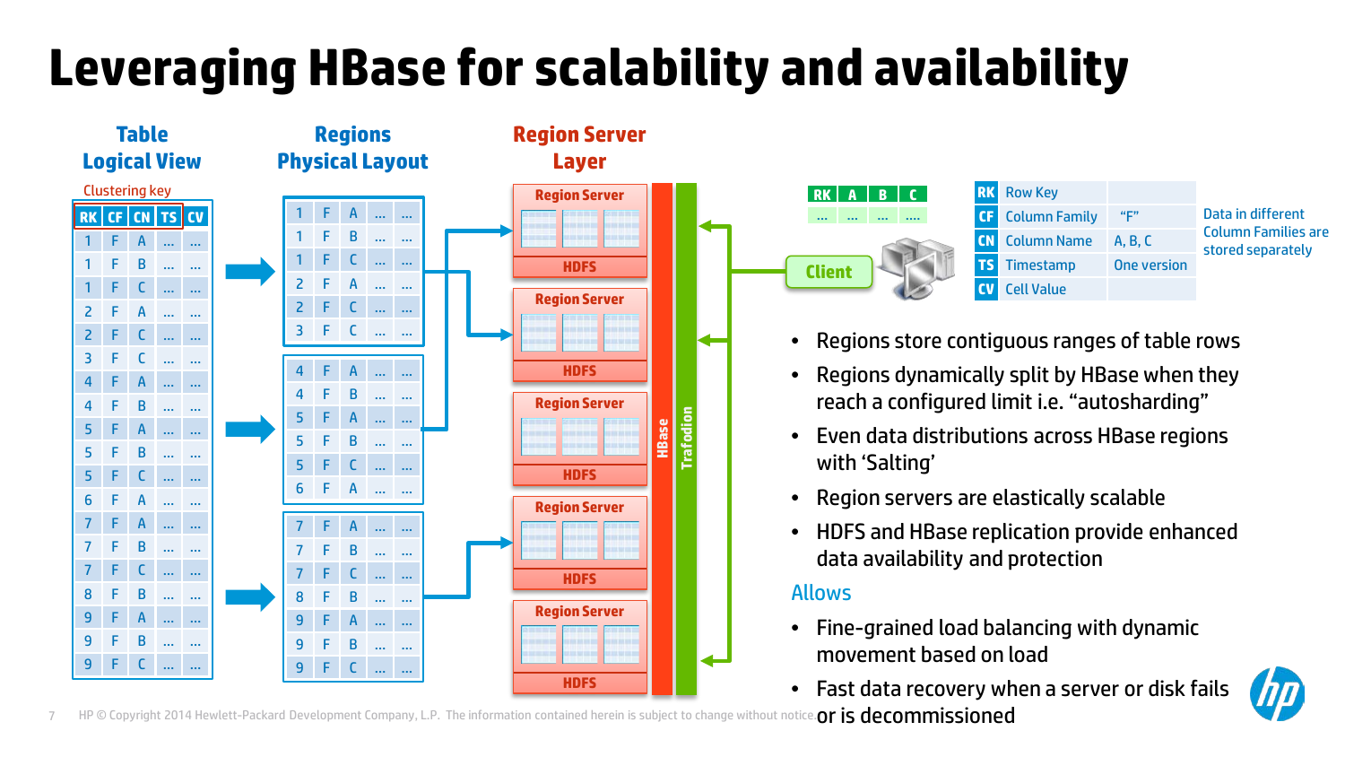# Leveraging HBase for scalability and availability

**Table Logical View**

Clustering key

| RK | CF | CN | TS | CV |
|---|---|---|---|---|
| 1 | F | A | ... | ... |
| 1 | F | B | ... | ... |
| 1 | F | C | ... | ... |
| 2 | F | A | ... | ... |
| 2 | F | C | ... | ... |
| 3 | F | C | ... | ... |
| 4 | F | A | ... | ... |
| 4 | F | B | ... | ... |
| 5 | F | A | ... | ... |
| 5 | F | B | ... | ... |
| 5 | F | C | ... | ... |
| 6 | F | A | ... | ... |
| 7 | F | A | ... | ... |
| 7 | F | B | ... | ... |
| 7 | F | C | ... | ... |
| 8 | F | B | ... | ... |
| 9 | F | A | ... | ... |
| 9 | F | B | ... | ... |
| 9 | F | C | ... | ... |

**Regions Physical Layout**

| 1 | F | A | ... | ... |
|---|---|---|---|---|
| 1 | F | B | ... | ... |
| 1 | F | C | ... | ... |
| 2 | F | A | ... | ... |
| 2 | F | C | ... | ... |
| 3 | F | C | ... | ... |

| 4 | F | A | ... | ... |
|---|---|---|---|---|
| 4 | F | B | ... | ... |
| 5 | F | A | ... | ... |
| 5 | F | B | ... | ... |
| 5 | F | C | ... | ... |
| 6 | F | A | ... | ... |

| 7 | F | A | ... | ... |
|---|---|---|---|---|
| 7 | F | B | ... | ... |
| 7 | F | C | ... | ... |
| 8 | F | B | ... | ... |
| 9 | F | A | ... | ... |
| 9 | F | B | ... | ... |
| 9 | F | C | ... | ... |

**Region Server Layer**

Region Server / HDFS (×5)

HBase

Trafodion

Client

| RK | A | B | C |
|---|---|---|---|
| ... | ... | ... | .... |

| | | |
|---|---|---|
| RK | Row Key | |
| CF | Column Family | "F" |
| CN | Column Name | A, B, C |
| TS | Timestamp | One version |
| CV | Cell Value | |

Data in different Column Families are stored separately

- Regions store contiguous ranges of table rows
- Regions dynamically split by HBase when they reach a configured limit i.e. "autosharding"
- Even data distributions across HBase regions with 'Salting'
- Region servers are elastically scalable
- HDFS and HBase replication provide enhanced data availability and protection

Allows

- Fine-grained load balancing with dynamic movement based on load
- Fast data recovery when a server or disk fails or is decommissioned

HP © Copyright 2014 Hewlett-Packard Development Company, L.P. The information contained herein is subject to change without notice.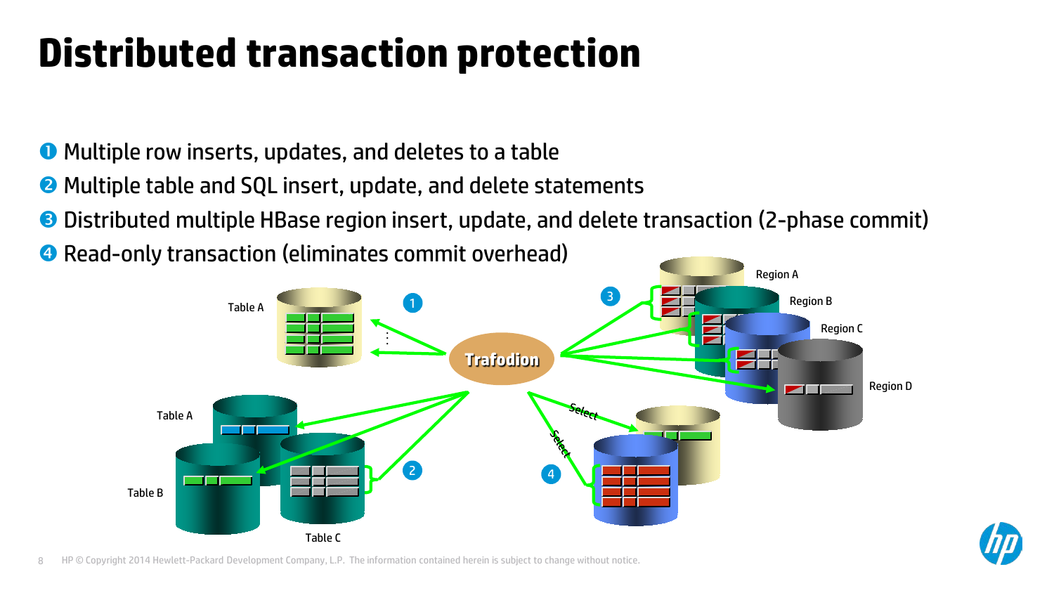# Distributed transaction protection

- ❶ Multiple row inserts, updates, and deletes to a table
- ❷ Multiple table and SQL insert, update, and delete statements
- ❸ Distributed multiple HBase region insert, update, and delete transaction (2-phase commit)
- ❹ Read-only transaction (eliminates commit overhead)

Table A

Trafodion

Region A

Region B

Region C

Region D

Table A

Table B

Table C

Select

Select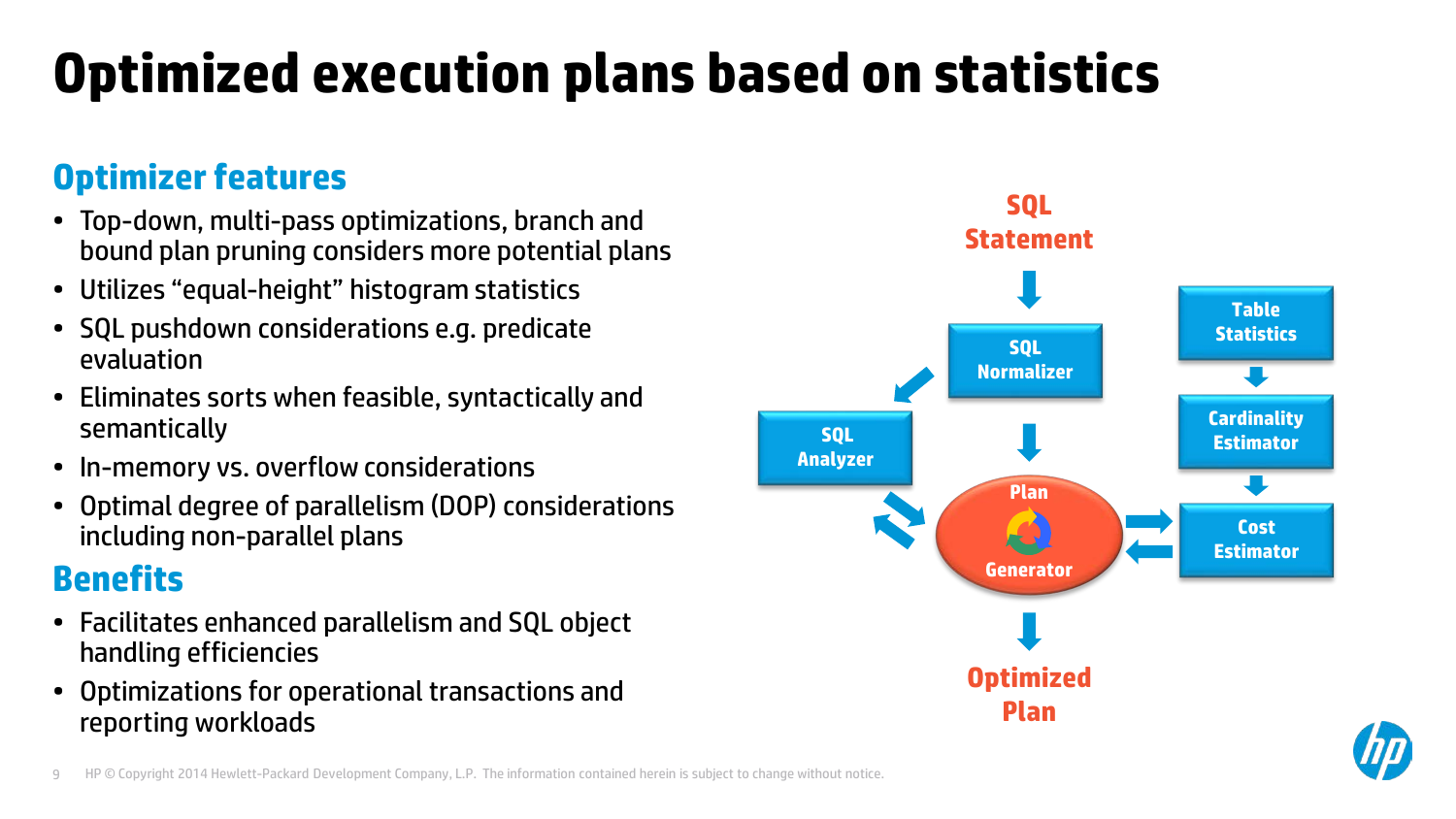# Optimized execution plans based on statistics

## Optimizer features

- Top-down, multi-pass optimizations, branch and bound plan pruning considers more potential plans
- Utilizes “equal-height” histogram statistics
- SQL pushdown considerations e.g. predicate evaluation
- Eliminates sorts when feasible, syntactically and semantically
- In-memory vs. overflow considerations
- Optimal degree of parallelism (DOP) considerations including non-parallel plans

## Benefits

- Facilitates enhanced parallelism and SQL object handling efficiencies
- Optimizations for operational transactions and reporting workloads

SQL Statement

SQL Normalizer

SQL Analyzer

Plan Generator

Table Statistics

Cardinality Estimator

Cost Estimator

Optimized Plan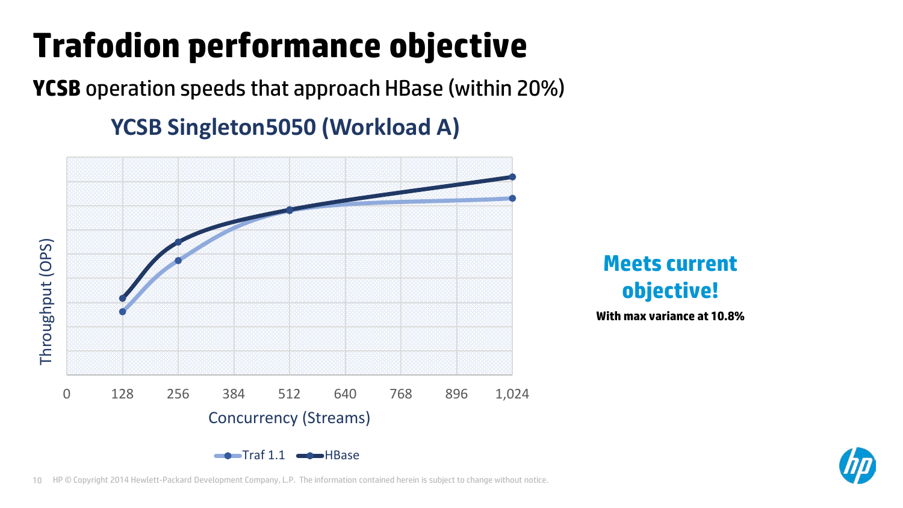# Trafodion performance objective

**YCSB** operation speeds that approach HBase (within 20%)

### YCSB Singleton5050 (Workload A)

Throughput (OPS)

0 128 256 384 512 640 768 896 1,024

Concurrency (Streams)

Traf 1.1 HBase

**Meets current objective!**

**With max variance at 10.8%**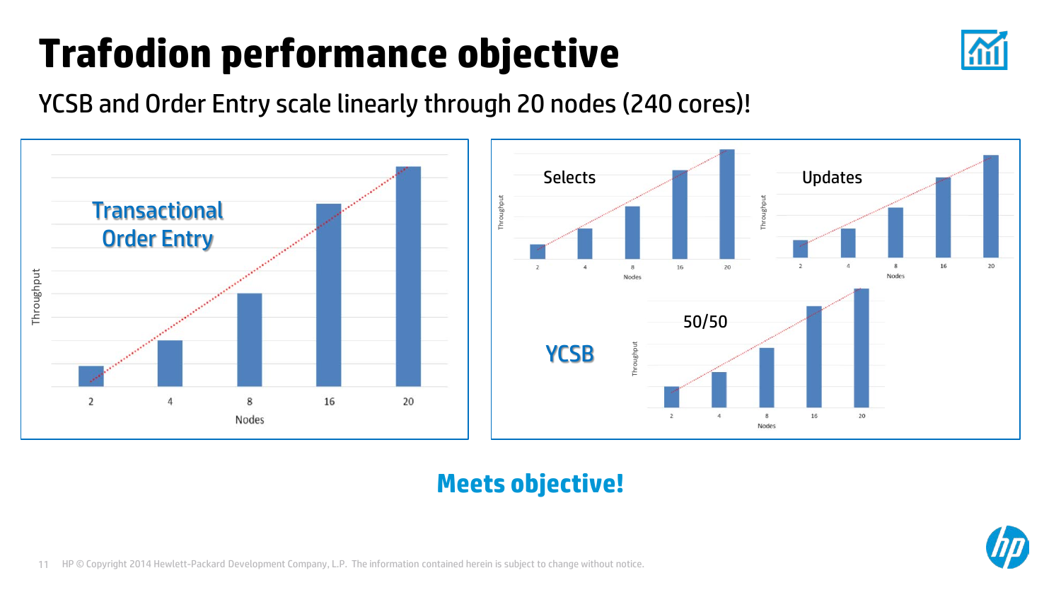# Trafodion performance objective

YCSB and Order Entry scale linearly through 20 nodes (240 cores)!

Transactional Order Entry

Throughput

Nodes: 2, 4, 8, 16, 20

YCSB

Selects

Updates

50/50

**Meets objective!**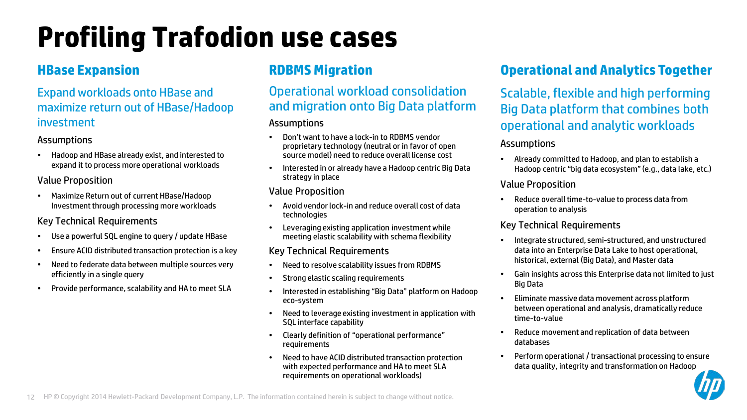# Profiling Trafodion use cases

## HBase Expansion

### Expand workloads onto HBase and maximize return out of HBase/Hadoop investment

**Assumptions**

- Hadoop and HBase already exist, and interested to expand it to process more operational workloads

**Value Proposition**

- Maximize Return out of current HBase/Hadoop Investment through processing more workloads

**Key Technical Requirements**

- Use a powerful SQL engine to query / update HBase
- Ensure ACID distributed transaction protection is a key
- Need to federate data between multiple sources very efficiently in a single query
- Provide performance, scalability and HA to meet SLA

## RDBMS Migration

### Operational workload consolidation and migration onto Big Data platform

**Assumptions**

- Don't want to have a lock-in to RDBMS vendor proprietary technology (neutral or in favor of open source model) need to reduce overall license cost
- Interested in or already have a Hadoop centric Big Data strategy in place

**Value Proposition**

- Avoid vendor lock-in and reduce overall cost of data technologies
- Leveraging existing application investment while meeting elastic scalability with schema flexibility

**Key Technical Requirements**

- Need to resolve scalability issues from RDBMS
- Strong elastic scaling requirements
- Interested in establishing "Big Data" platform on Hadoop eco-system
- Need to leverage existing investment in application with SQL interface capability
- Clearly definition of "operational performance" requirements
- Need to have ACID distributed transaction protection with expected performance and HA to meet SLA requirements on operational workloads)

## Operational and Analytics Together

### Scalable, flexible and high performing Big Data platform that combines both operational and analytic workloads

**Assumptions**

- Already committed to Hadoop, and plan to establish a Hadoop centric "big data ecosystem" (e.g., data lake, etc.)

**Value Proposition**

- Reduce overall time-to-value to process data from operation to analysis

**Key Technical Requirements**

- Integrate structured, semi-structured, and unstructured data into an Enterprise Data Lake to host operational, historical, external (Big Data), and Master data
- Gain insights across this Enterprise data not limited to just Big Data
- Eliminate massive data movement across platform between operational and analysis, dramatically reduce time-to-value
- Reduce movement and replication of data between databases
- Perform operational / transactional processing to ensure data quality, integrity and transformation on Hadoop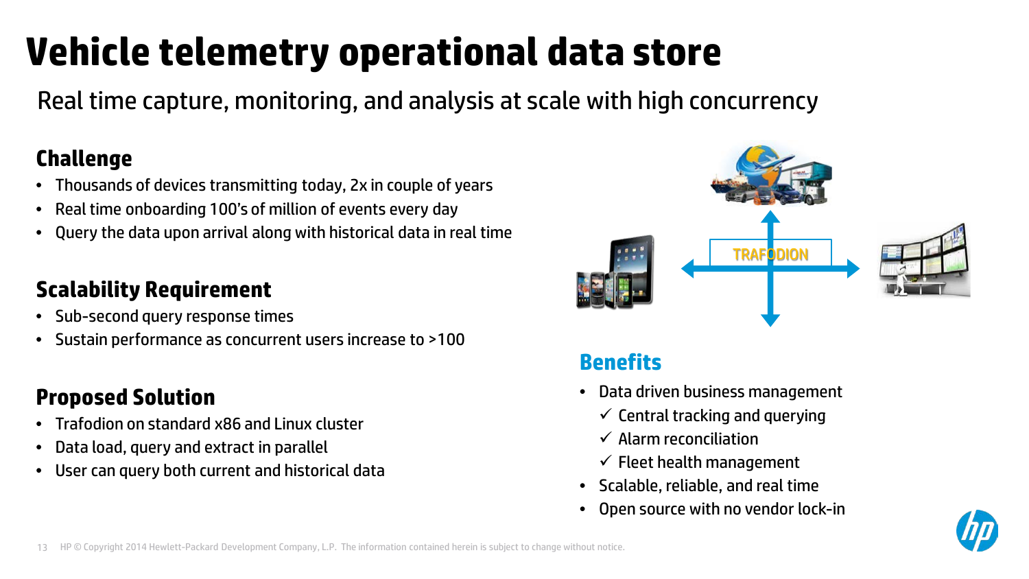# Vehicle telemetry operational data store

Real time capture, monitoring, and analysis at scale with high concurrency

## Challenge

- Thousands of devices transmitting today, 2x in couple of years
- Real time onboarding 100's of million of events every day
- Query the data upon arrival along with historical data in real time

## Scalability Requirement

- Sub-second query response times
- Sustain performance as concurrent users increase to >100

## Proposed Solution

- Trafodion on standard x86 and Linux cluster
- Data load, query and extract in parallel
- User can query both current and historical data

TRAFODION

## Benefits

- Data driven business management
  - ✓ Central tracking and querying
  - ✓ Alarm reconciliation
  - ✓ Fleet health management
- Scalable, reliable, and real time
- Open source with no vendor lock-in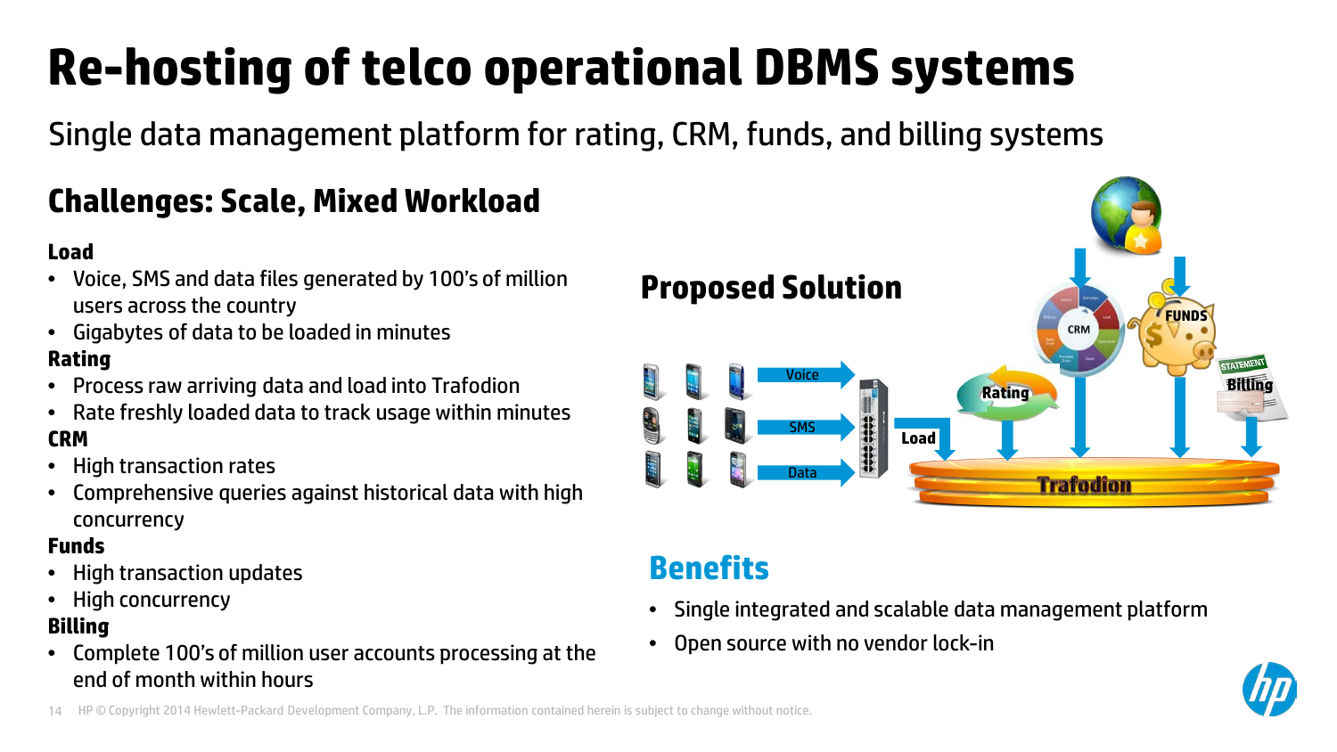# Re-hosting of telco operational DBMS systems

Single data management platform for rating, CRM, funds, and billing systems

## Challenges: Scale, Mixed Workload

**Load**

- Voice, SMS and data files generated by 100's of million users across the country
- Gigabytes of data to be loaded in minutes

**Rating**

- Process raw arriving data and load into Trafodion
- Rate freshly loaded data to track usage within minutes

**CRM**

- High transaction rates
- Comprehensive queries against historical data with high concurrency

**Funds**

- High transaction updates
- High concurrency

**Billing**

- Complete 100's of million user accounts processing at the end of month within hours

## Proposed Solution

Voice, SMS, Data → Load → Trafodion; Rating, CRM, FUNDS, Billing

## Benefits

- Single integrated and scalable data management platform
- Open source with no vendor lock-in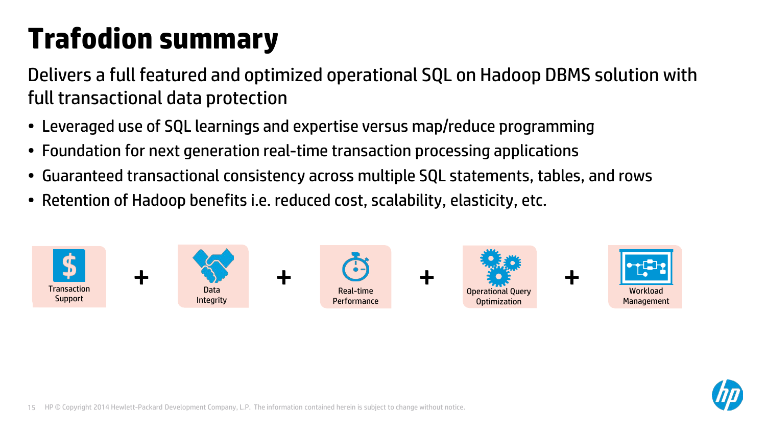# Trafodion summary

Delivers a full featured and optimized operational SQL on Hadoop DBMS solution with full transactional data protection

- Leveraged use of SQL learnings and expertise versus map/reduce programming
- Foundation for next generation real-time transaction processing applications
- Guaranteed transactional consistency across multiple SQL statements, tables, and rows
- Retention of Hadoop benefits i.e. reduced cost, scalability, elasticity, etc.

Transaction Support + Data Integrity + Real-time Performance + Operational Query Optimization + Workload Management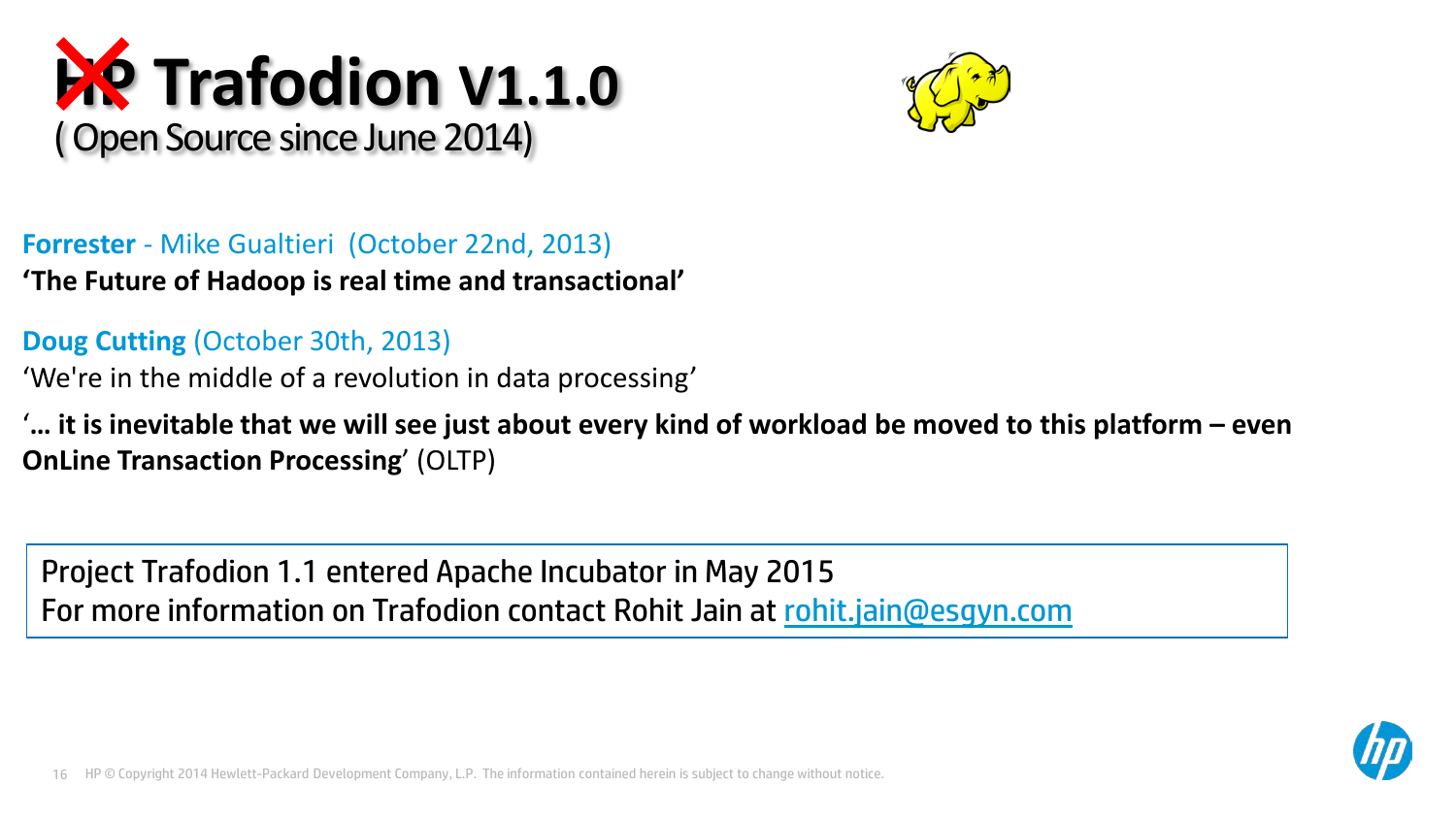# ~~HP~~ Trafodion V1.1.0

( Open Source since June 2014)

**Forrester** - Mike Gualtieri (October 22nd, 2013)

**'The Future of Hadoop is real time and transactional'**

**Doug Cutting** (October 30th, 2013)

'We're in the middle of a revolution in data processing'

'**… it is inevitable that we will see just about every kind of workload be moved to this platform – even OnLine Transaction Processing**' (OLTP)

Project Trafodion 1.1 entered Apache Incubator in May 2015
For more information on Trafodion contact Rohit Jain at [rohit.jain@esgyn.com](mailto:rohit.jain@esgyn.com)

HP © Copyright 2014 Hewlett-Packard Development Company, L.P. The information contained herein is subject to change without notice.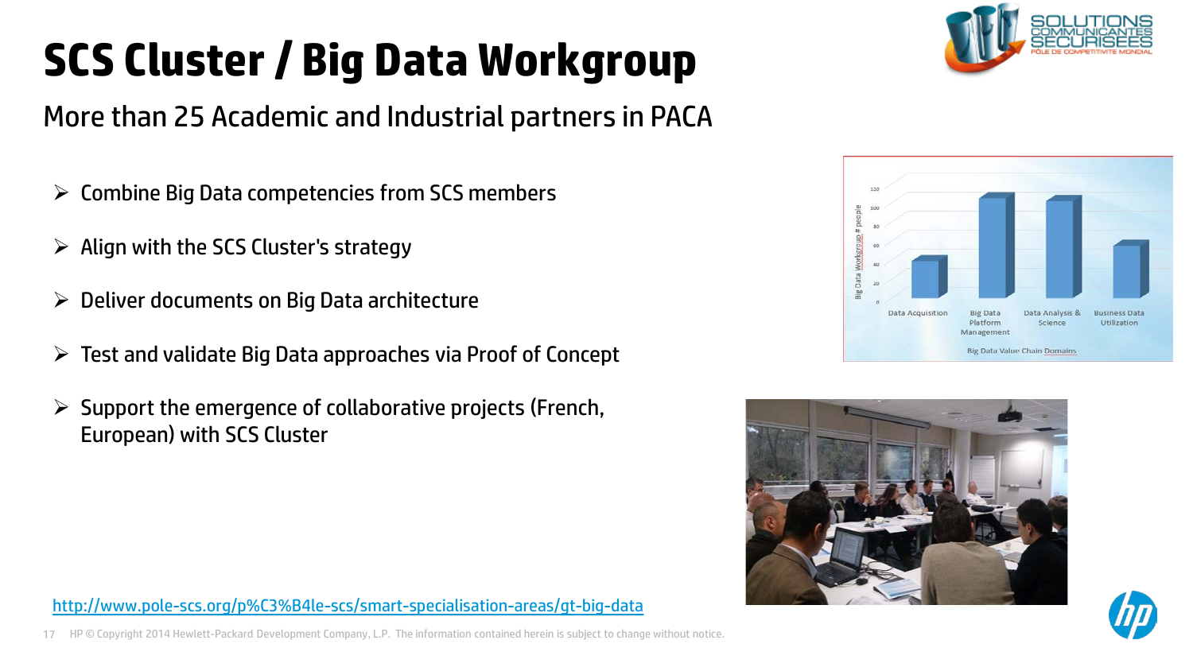# SCS Cluster / Big Data Workgroup

More than 25 Academic and Industrial partners in PACA

- Combine Big Data competencies from SCS members
- Align with the SCS Cluster's strategy
- Deliver documents on Big Data architecture
- Test and validate Big Data approaches via Proof of Concept
- Support the emergence of collaborative projects (French, European) with SCS Cluster

http://www.pole-scs.org/p%C3%B4le-scs/smart-specialisation-areas/gt-big-data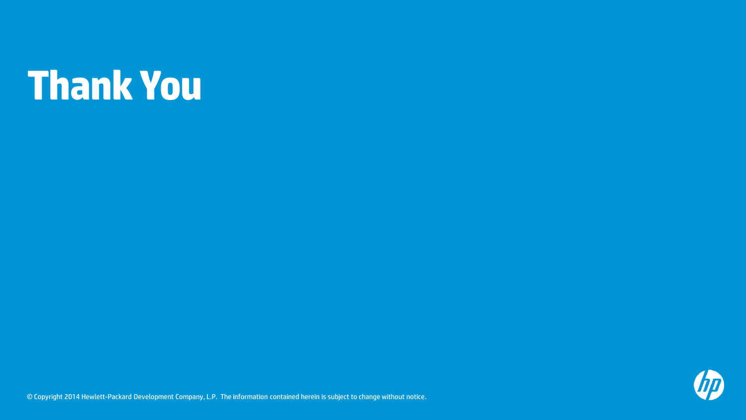# Thank You

© Copyright 2014 Hewlett-Packard Development Company, L.P. The information contained herein is subject to change without notice.